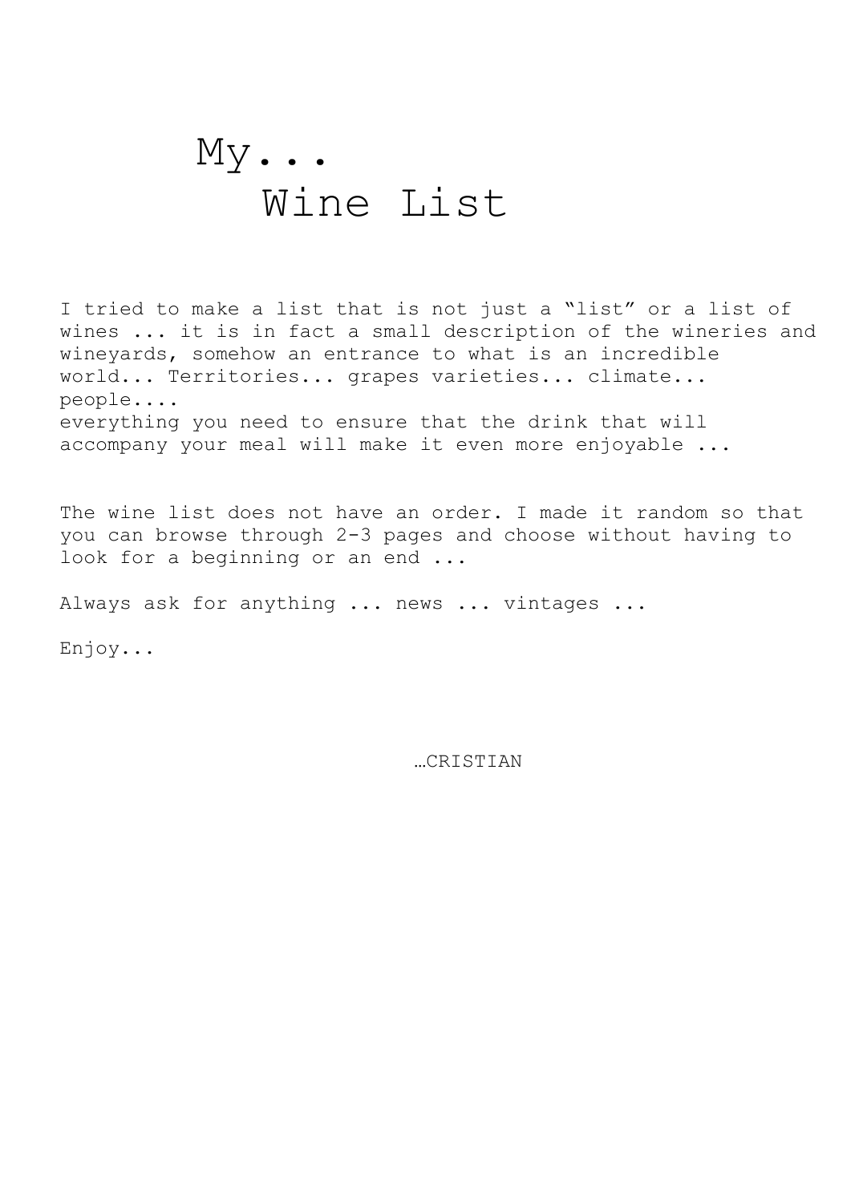# My...
# Wine List

I tried to make a list that is not just a “list” or a list of wines ... it is in fact a small description of the wineries and wineyards, somehow an entrance to what is an incredible world... Territories... grapes varieties... climate... people....
everything you need to ensure that the drink that will accompany your meal will make it even more enjoyable ...

The wine list does not have an order. I made it random so that you can browse through 2-3 pages and choose without having to look for a beginning or an end ...

Always ask for anything ... news ... vintages ...

Enjoy...

…CRISTIAN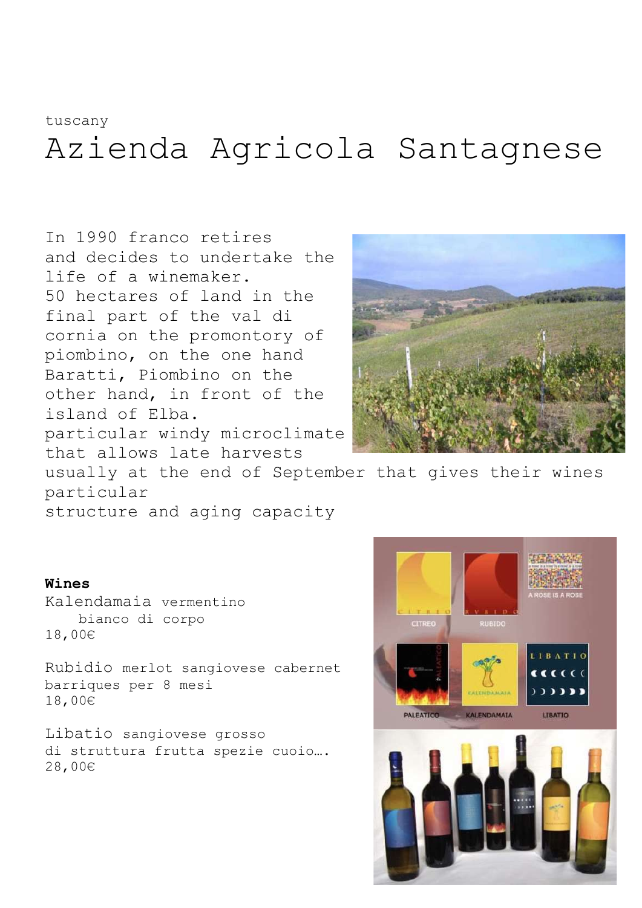tuscany

# Azienda Agricola Santagnese

In 1990 franco retires and decides to undertake the life of a winemaker.
50 hectares of land in the final part of the val di cornia on the promontory of piombino, on the one hand Baratti, Piombino on the other hand, in front of the island of Elba.
particular windy microclimate that allows late harvests usually at the end of September that gives their wines particular structure and aging capacity

**Wines**

Kalendamaia vermentino
bianco di corpo
18,00€

Rubidio merlot sangiovese cabernet
barriques per 8 mesi
18,00€

Libatio sangiovese grosso
di struttura frutta spezie cuoio….
28,00€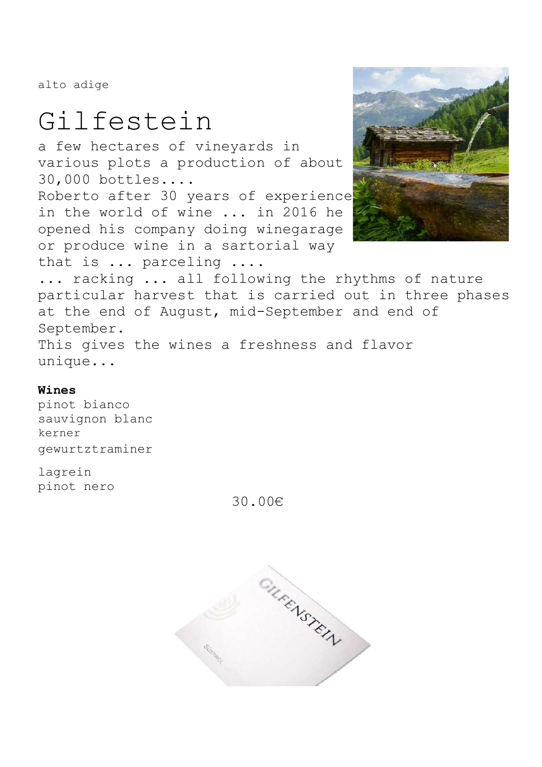alto adige

# Gilfestein

a few hectares of vineyards in various plots a production of about 30,000 bottles....
Roberto after 30 years of experience in the world of wine ... in 2016 he opened his company doing winegarage or produce wine in a sartorial way that is ... parceling ....
... racking ... all following the rhythms of nature particular harvest that is carried out in three phases at the end of August, mid-September and end of September.
This gives the wines a freshness and flavor unique...

**Wines**

pinot bianco
sauvignon blanc
kerner
gewurztraminer

lagrein
pinot nero

30.00€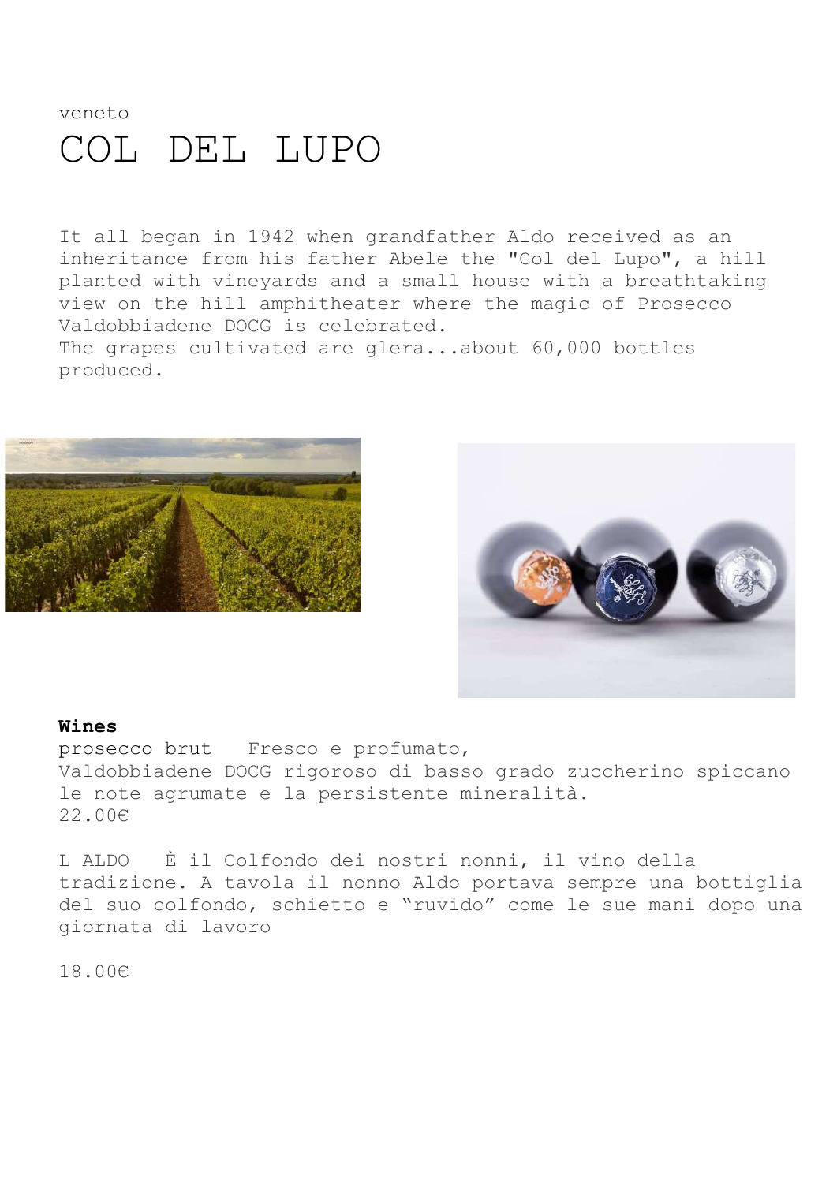veneto

# COL DEL LUPO

It all began in 1942 when grandfather Aldo received as an inheritance from his father Abele the "Col del Lupo", a hill planted with vineyards and a small house with a breathtaking view on the hill amphitheater where the magic of Prosecco Valdobbiadene DOCG is celebrated.
The grapes cultivated are glera...about 60,000 bottles produced.

**Wines**

prosecco brut   Fresco e profumato,
Valdobbiadene DOCG rigoroso di basso grado zuccherino spiccano le note agrumate e la persistente mineralità.
22.00€

L ALDO   È il Colfondo dei nostri nonni, il vino della tradizione. A tavola il nonno Aldo portava sempre una bottiglia del suo colfondo, schietto e "ruvido" come le sue mani dopo una giornata di lavoro

18.00€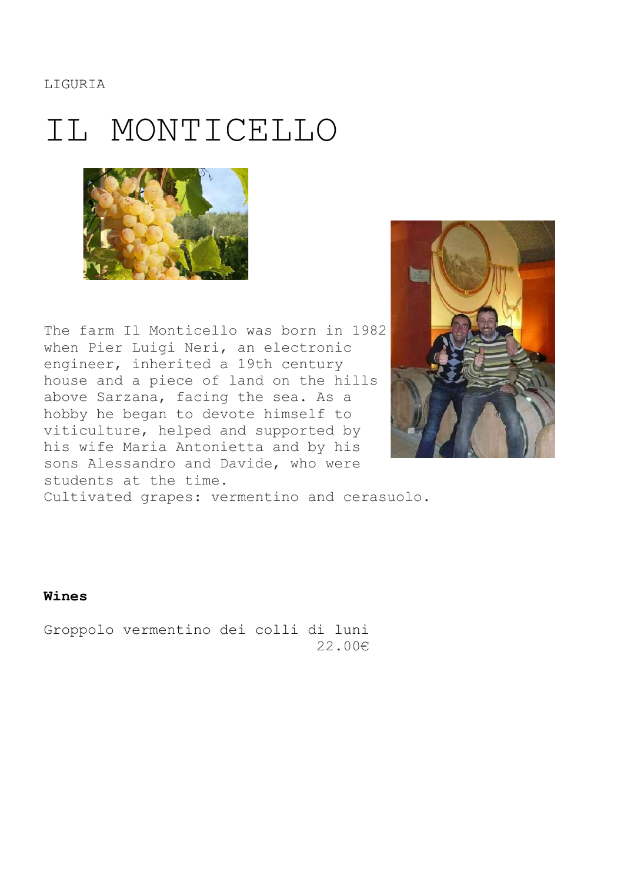LIGURIA

# IL MONTICELLO

The farm Il Monticello was born in 1982 when Pier Luigi Neri, an electronic engineer, inherited a 19th century house and a piece of land on the hills above Sarzana, facing the sea. As a hobby he began to devote himself to viticulture, helped and supported by his wife Maria Antonietta and by his sons Alessandro and Davide, who were students at the time.
Cultivated grapes: vermentino and cerasuolo.

**Wines**

Groppolo vermentino dei colli di luni
22.00€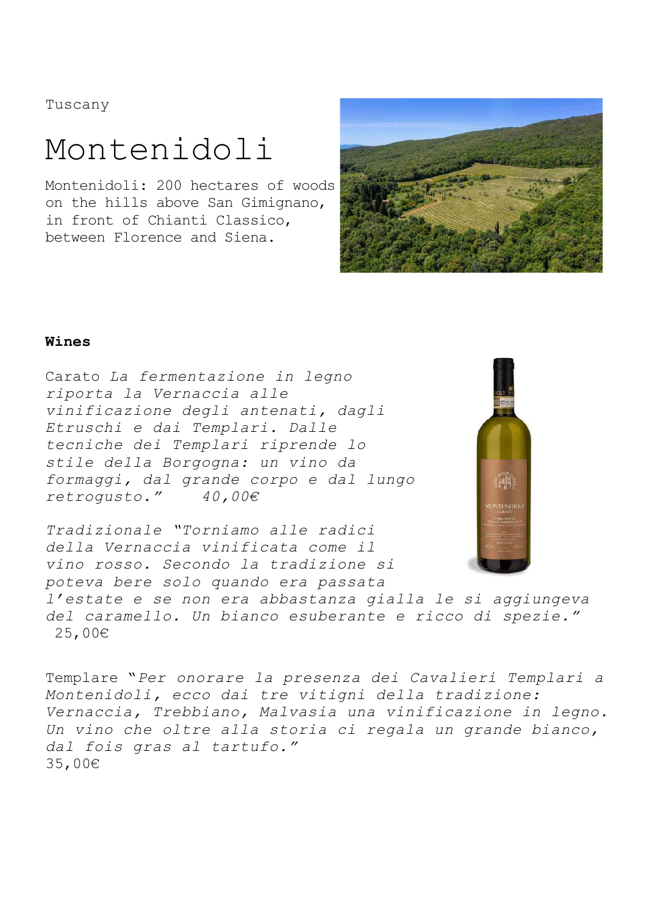Tuscany

# Montenidoli

Montenidoli: 200 hectares of woods on the hills above San Gimignano, in front of Chianti Classico, between Florence and Siena.

**Wines**

Carato *La fermentazione in legno riporta la Vernaccia alle vinificazione degli antenati, dagli Etruschi e dai Templari. Dalle tecniche dei Templari riprende lo stile della Borgogna: un vino da formaggi, dal grande corpo e dal lungo retrogusto." 40,00€*

*Tradizionale "Torniamo alle radici della Vernaccia vinificata come il vino rosso. Secondo la tradizione si poteva bere solo quando era passata l'estate e se non era abbastanza gialla le si aggiungeva del caramello. Un bianco esuberante e ricco di spezie."* 25,00€

Templare "*Per onorare la presenza dei Cavalieri Templari a Montenidoli, ecco dai tre vitigni della tradizione: Vernaccia, Trebbiano, Malvasia una vinificazione in legno. Un vino che oltre alla storia ci regala un grande bianco, dal fois gras al tartufo."*
35,00€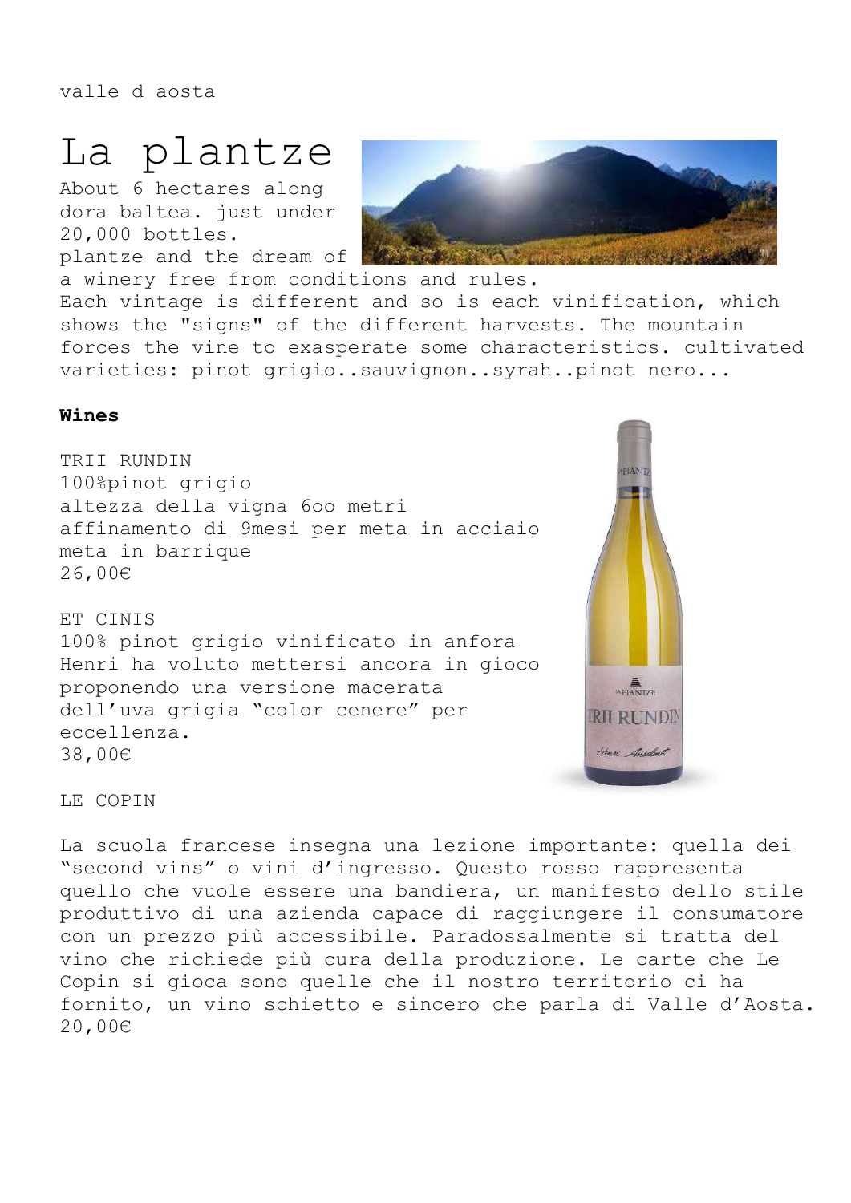valle d aosta

# La plantze

About 6 hectares along dora baltea. just under 20,000 bottles. plantze and the dream of a winery free from conditions and rules. Each vintage is different and so is each vinification, which shows the "signs" of the different harvests. The mountain forces the vine to exasperate some characteristics. cultivated varieties: pinot grigio..sauvignon..syrah..pinot nero...

**Wines**

TRII RUNDIN
100%pinot grigio
altezza della vigna 6oo metri
affinamento di 9mesi per meta in acciaio meta in barrique
26,00€

ET CINIS
100% pinot grigio vinificato in anfora
Henri ha voluto mettersi ancora in gioco proponendo una versione macerata dell'uva grigia "color cenere" per eccellenza.
38,00€

LE COPIN

La scuola francese insegna una lezione importante: quella dei "second vins" o vini d'ingresso. Questo rosso rappresenta quello che vuole essere una bandiera, un manifesto dello stile produttivo di una azienda capace di raggiungere il consumatore con un prezzo più accessibile. Paradossalmente si tratta del vino che richiede più cura della produzione. Le carte che Le Copin si gioca sono quelle che il nostro territorio ci ha fornito, un vino schietto e sincero che parla di Valle d'Aosta.
20,00€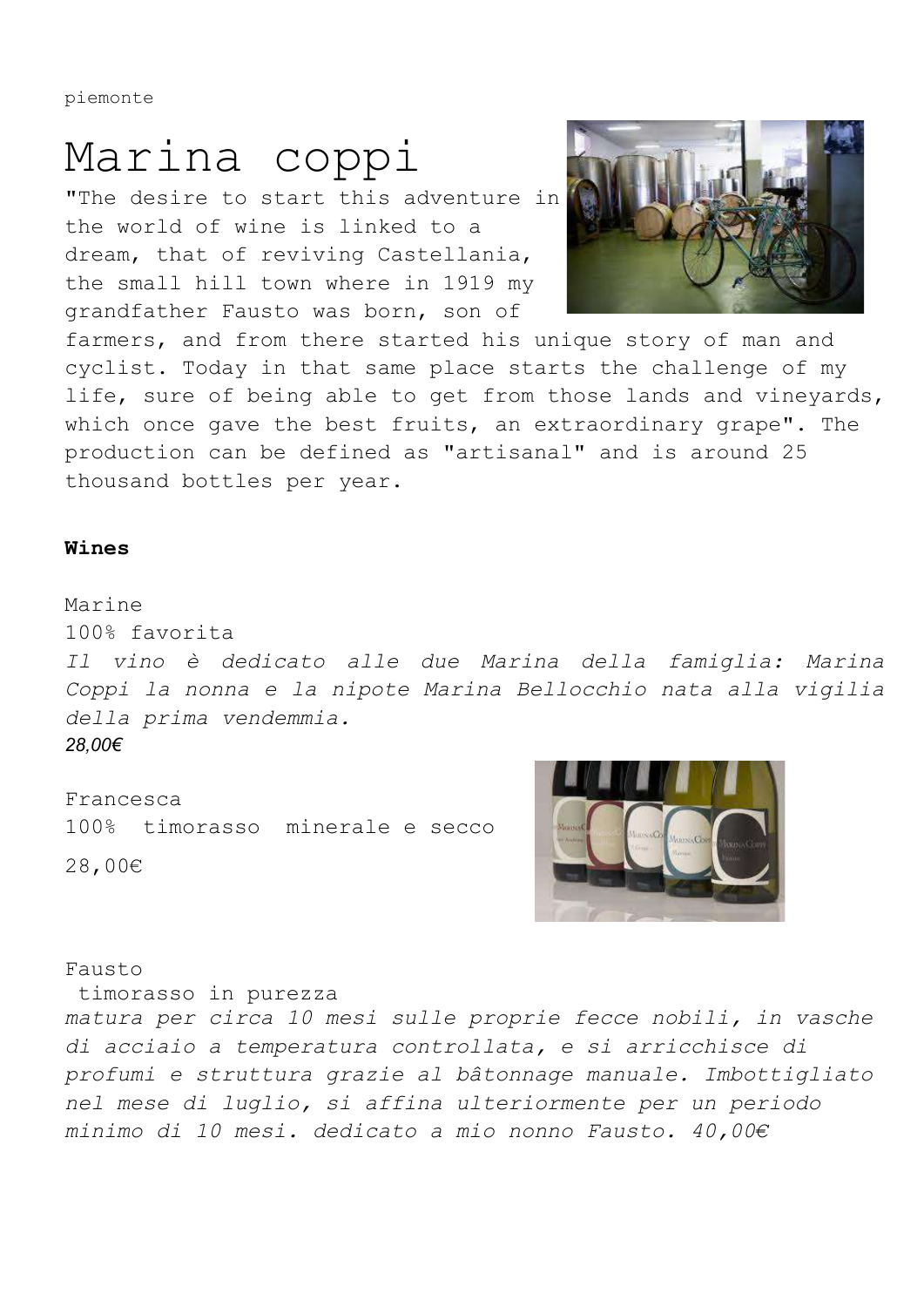piemonte

# Marina coppi

"The desire to start this adventure in the world of wine is linked to a dream, that of reviving Castellania, the small hill town where in 1919 my grandfather Fausto was born, son of farmers, and from there started his unique story of man and cyclist. Today in that same place starts the challenge of my life, sure of being able to get from those lands and vineyards, which once gave the best fruits, an extraordinary grape". The production can be defined as "artisanal" and is around 25 thousand bottles per year.

**Wines**

Marine
100% favorita
*Il vino è dedicato alle due Marina della famiglia: Marina Coppi la nonna e la nipote Marina Bellocchio nata alla vigilia della prima vendemmia.*
*28,00€*

Francesca
100% timorasso minerale e secco
28,00€

Fausto
timorasso in purezza
*matura per circa 10 mesi sulle proprie fecce nobili, in vasche di acciaio a temperatura controllata, e si arricchisce di profumi e struttura grazie al bâtonnage manuale. Imbottigliato nel mese di luglio, si affina ulteriormente per un periodo minimo di 10 mesi. dedicato a mio nonno Fausto. 40,00€*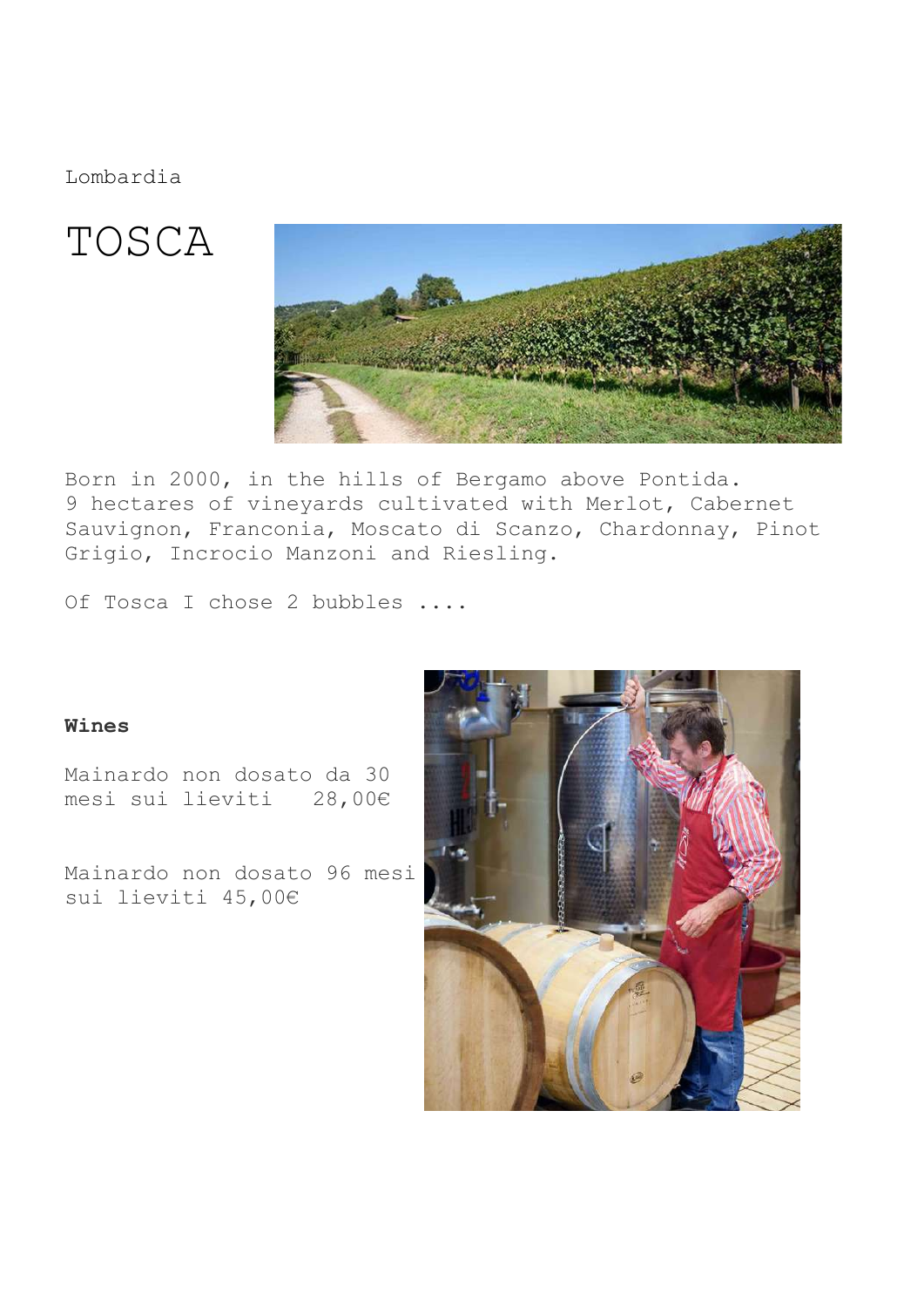Lombardia

# TOSCA

Born in 2000, in the hills of Bergamo above Pontida.
9 hectares of vineyards cultivated with Merlot, Cabernet Sauvignon, Franconia, Moscato di Scanzo, Chardonnay, Pinot Grigio, Incrocio Manzoni and Riesling.

Of Tosca I chose 2 bubbles ....

**Wines**

Mainardo non dosato da 30 mesi sui lieviti 28,00€

Mainardo non dosato 96 mesi sui lieviti 45,00€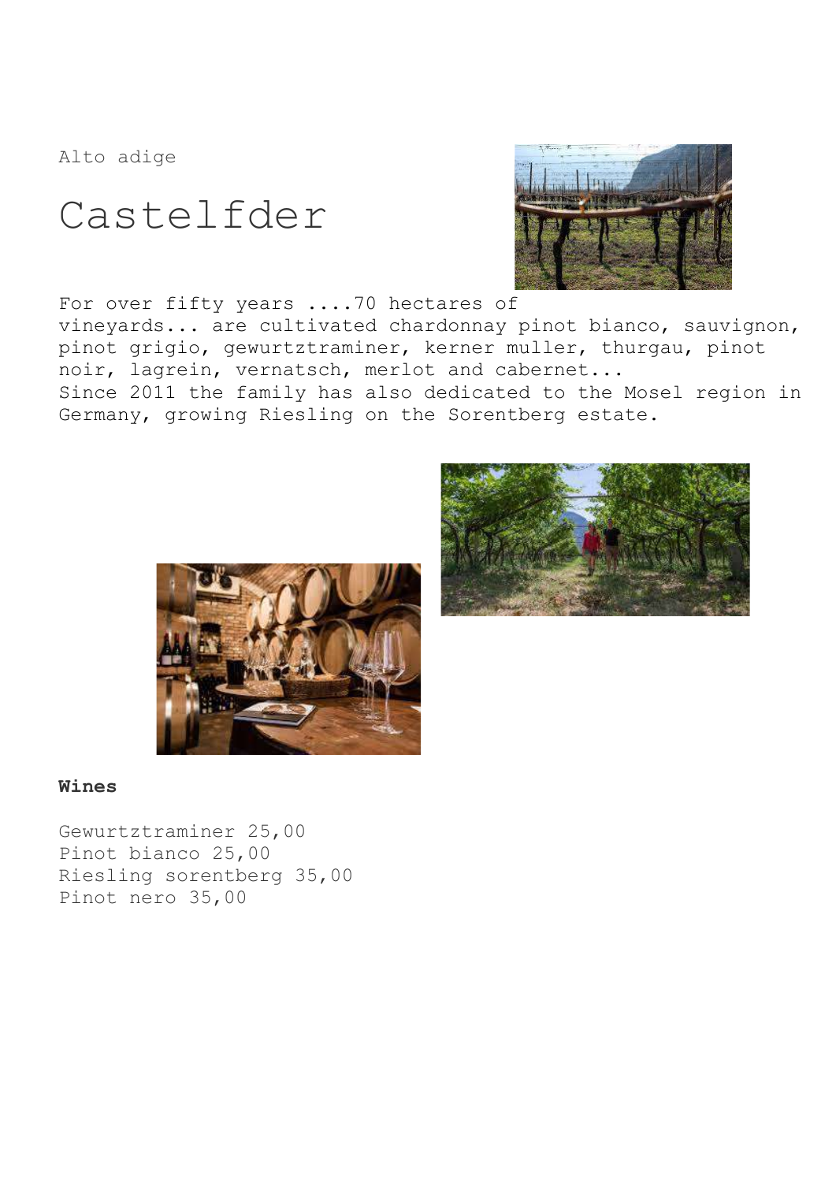Alto adige

# Castelfder

For over fifty years ....70 hectares of vineyards... are cultivated chardonnay pinot bianco, sauvignon, pinot grigio, gewurztraminer, kerner muller, thurgau, pinot noir, lagrein, vernatsch, merlot and cabernet...
Since 2011 the family has also dedicated to the Mosel region in Germany, growing Riesling on the Sorentberg estate.

**Wines**

Gewurztraminer 25,00
Pinot bianco 25,00
Riesling sorentberg 35,00
Pinot nero 35,00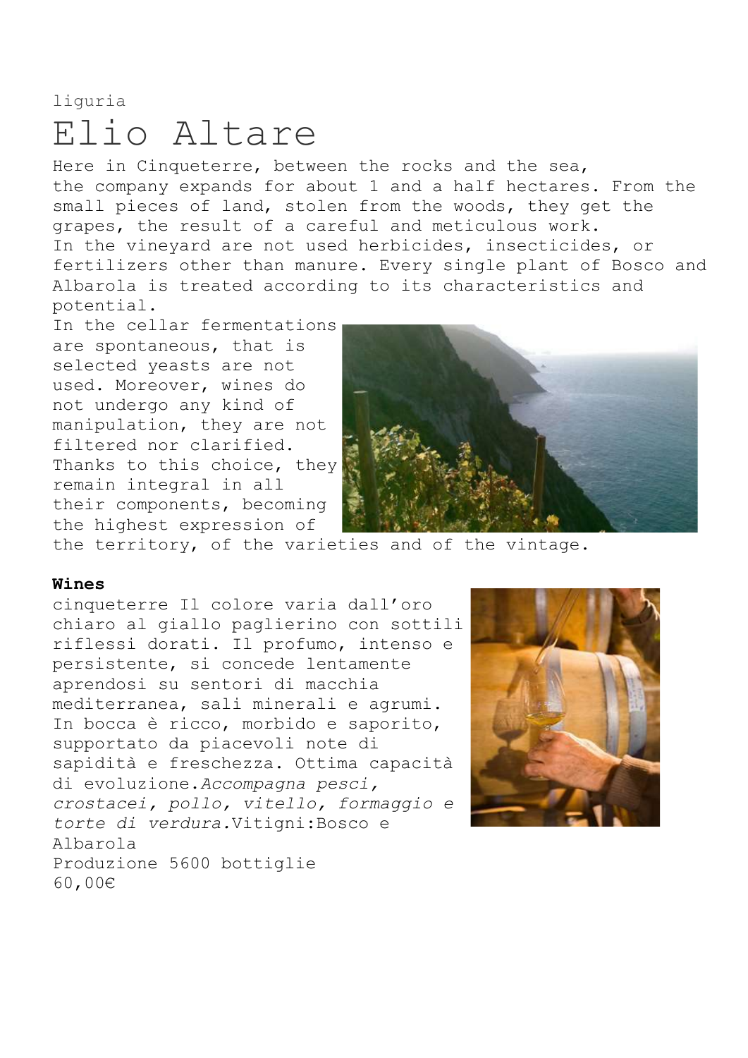liguria

# Elio Altare

Here in Cinqueterre, between the rocks and the sea, the company expands for about 1 and a half hectares. From the small pieces of land, stolen from the woods, they get the grapes, the result of a careful and meticulous work.
In the vineyard are not used herbicides, insecticides, or fertilizers other than manure. Every single plant of Bosco and Albarola is treated according to its characteristics and potential.
In the cellar fermentations are spontaneous, that is selected yeasts are not used. Moreover, wines do not undergo any kind of manipulation, they are not filtered nor clarified. Thanks to this choice, they remain integral in all their components, becoming the highest expression of the territory, of the varieties and of the vintage.

**Wines**

cinqueterre Il colore varia dall'oro chiaro al giallo paglierino con sottili riflessi dorati. Il profumo, intenso e persistente, si concede lentamente aprendosi su sentori di macchia mediterranea, sali minerali e agrumi. In bocca è ricco, morbido e saporito, supportato da piacevoli note di sapidità e freschezza. Ottima capacità di evoluzione.*Accompagna pesci, crostacei, pollo, vitello, formaggio e torte di verdura.*Vitigni:Bosco e Albarola
Produzione 5600 bottiglie
60,00€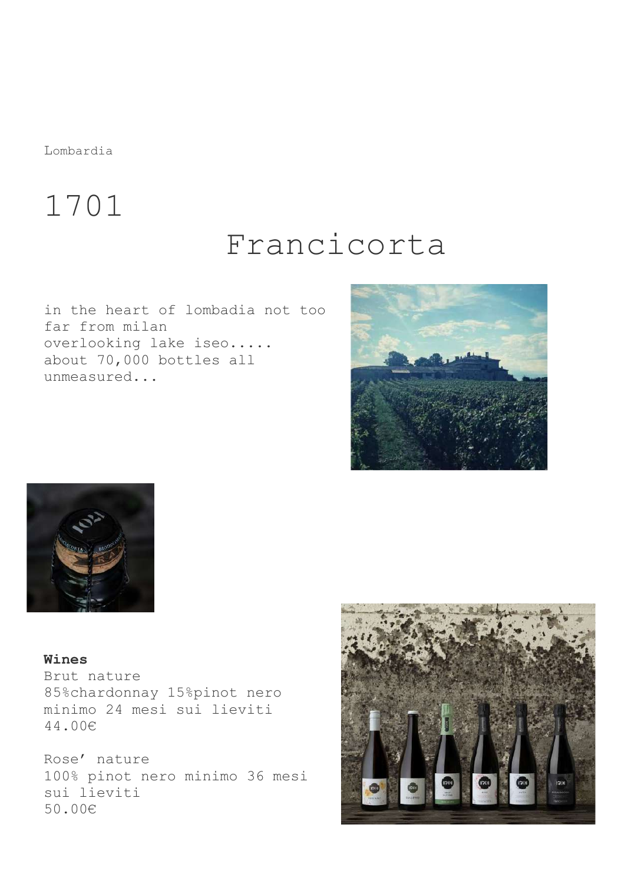Lombardia

# 1701

## Francicorta

in the heart of lombadia not too far from milan
overlooking lake iseo.....
about 70,000 bottles all unmeasured...

**Wines**
Brut nature
85%chardonnay 15%pinot nero
minimo 24 mesi sui lieviti
44.00€

Rose' nature
100% pinot nero minimo 36 mesi sui lieviti
50.00€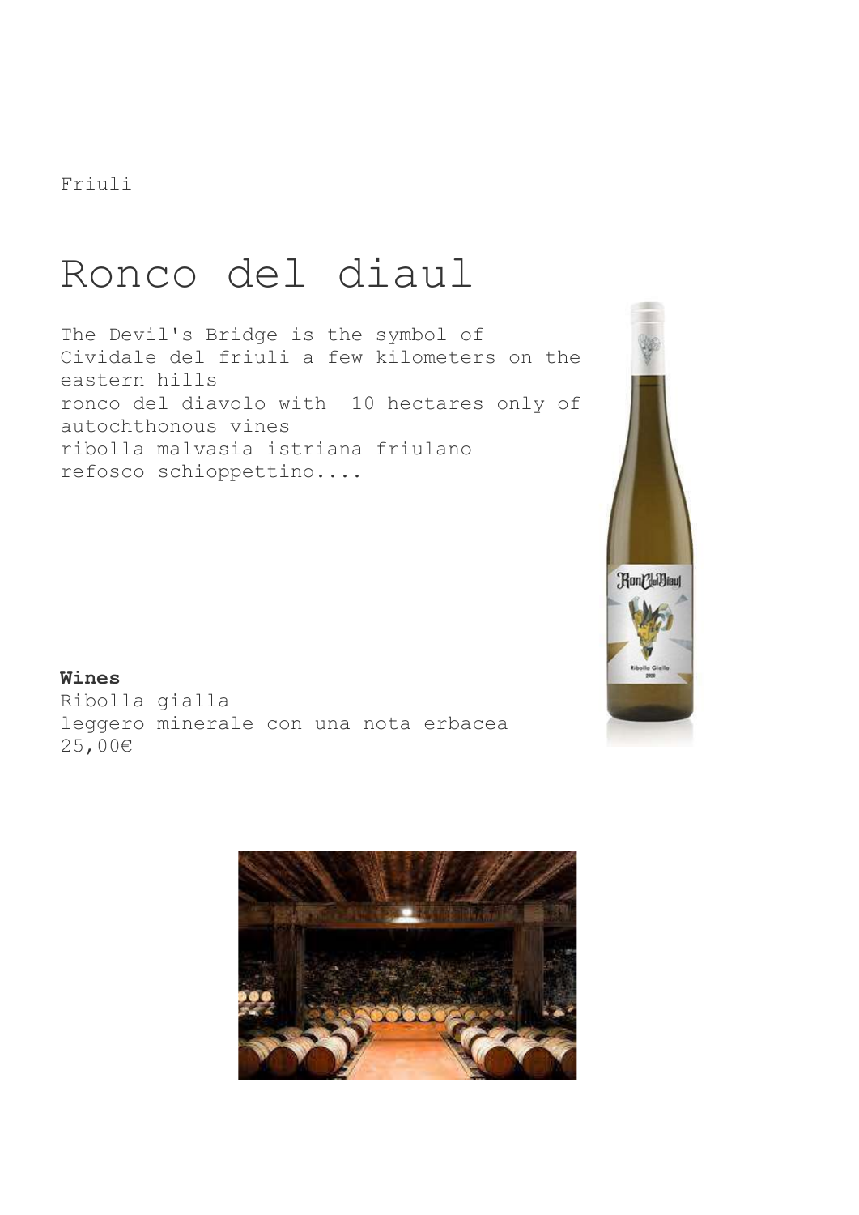Friuli

# Ronco del diaul

The Devil's Bridge is the symbol of Cividale del friuli a few kilometers on the eastern hills
ronco del diavolo with 10 hectares only of autochthonous vines
ribolla malvasia istriana friulano refosco schioppettino....

**Wines**
Ribolla gialla
leggero minerale con una nota erbacea
25,00€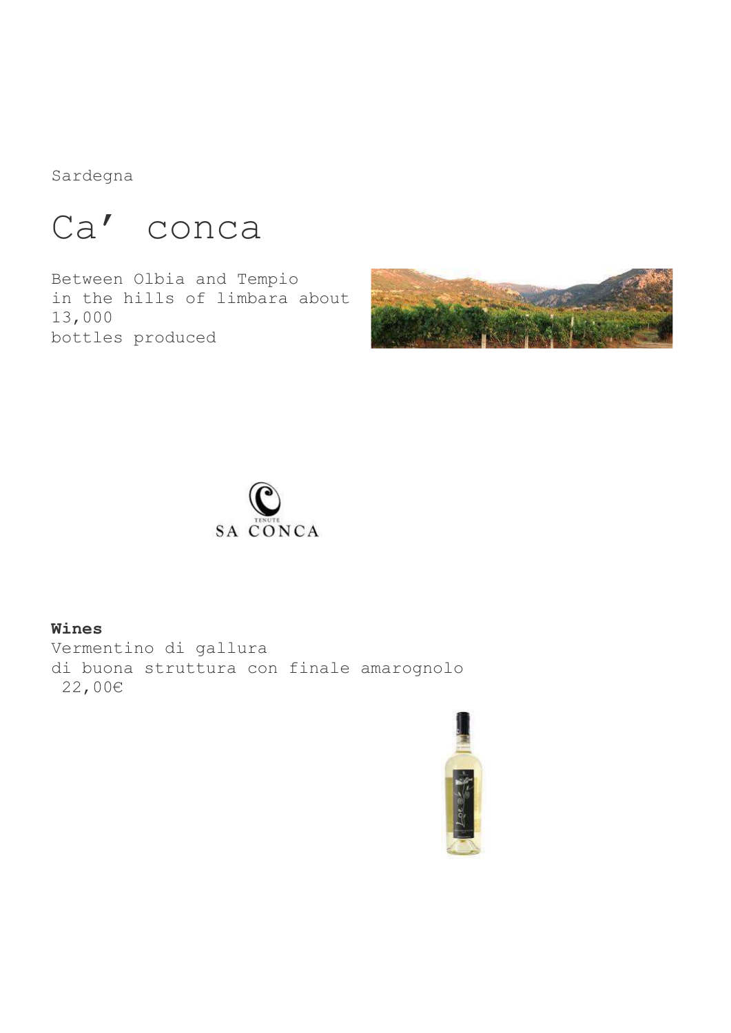Sardegna

# Ca’ conca

Between Olbia and Tempio
in the hills of limbara about
13,000
bottles produced

TENUTE
SA CONCA

**Wines**
Vermentino di gallura
di buona struttura con finale amarognolo
22,00€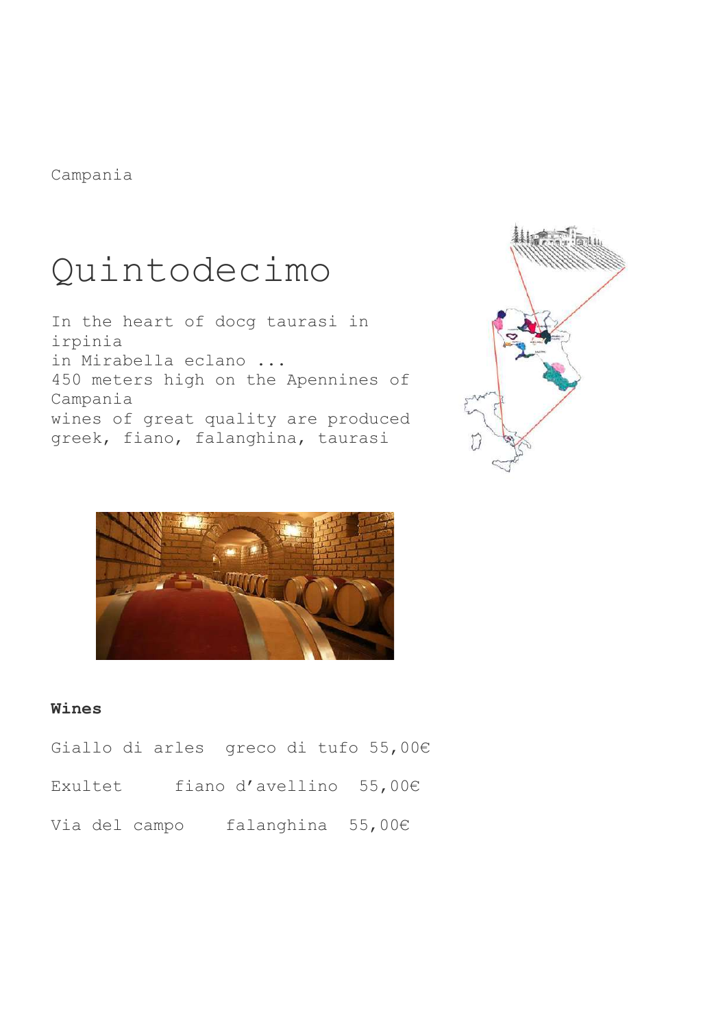Campania

# Quintodecimo

In the heart of docg taurasi in irpinia
in Mirabella eclano ...
450 meters high on the Apennines of Campania
wines of great quality are produced
greek, fiano, falanghina, taurasi

**Wines**

Giallo di arles greco di tufo 55,00€

Exultet fiano d'avellino 55,00€

Via del campo falanghina 55,00€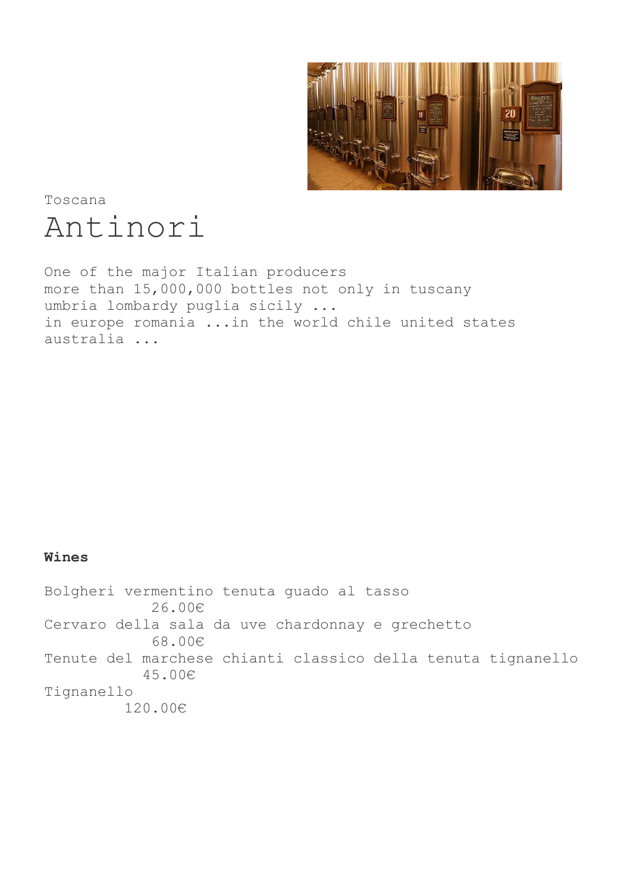Toscana

# Antinori

One of the major Italian producers
more than 15,000,000 bottles not only in tuscany
umbria lombardy puglia sicily ...
in europe romania ...in the world chile united states
australia ...

**Wines**

Bolgheri vermentino tenuta guado al tasso
26.00€
Cervaro della sala da uve chardonnay e grechetto
68.00€
Tenute del marchese chianti classico della tenuta tignanello
45.00€
Tignanello
120.00€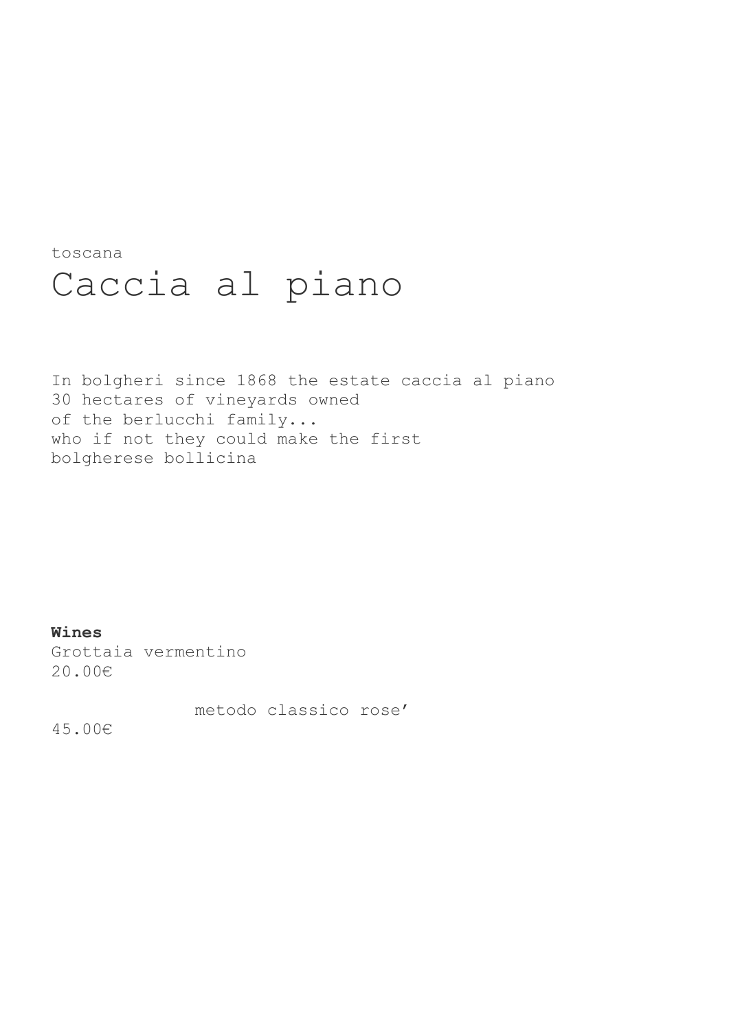toscana

# Caccia al piano

In bolgheri since 1868 the estate caccia al piano
30 hectares of vineyards owned
of the berlucchi family...
who if not they could make the first
bolgherese bollicina

**Wines**

Grottaia vermentino
20.00€

metodo classico rose'
45.00€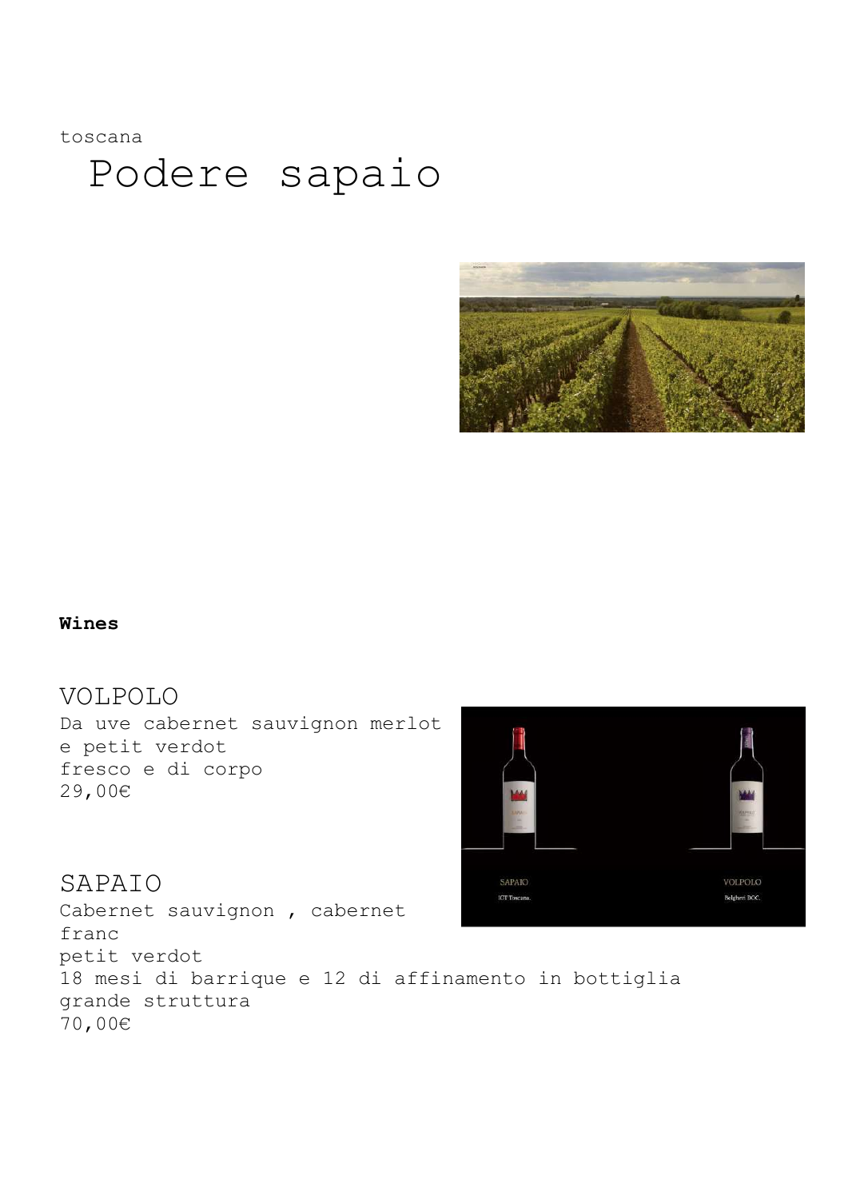toscana

# Podere sapaio

**Wines**

## VOLPOLO

Da uve cabernet sauvignon merlot e petit verdot
fresco e di corpo
29,00€

## SAPAIO

Cabernet sauvignon , cabernet franc
petit verdot
18 mesi di barrique e 12 di affinamento in bottiglia
grande struttura
70,00€